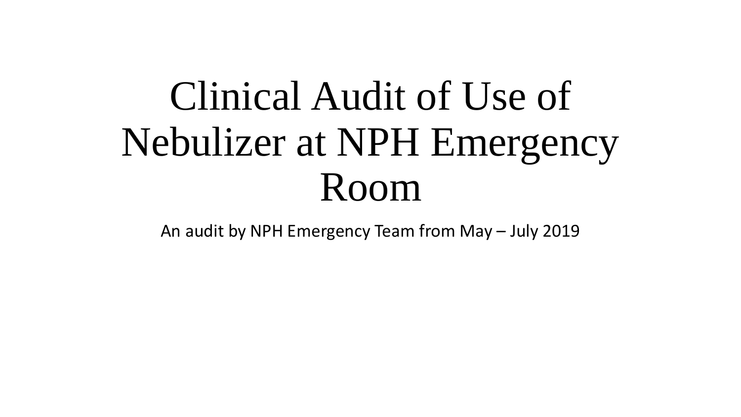# Clinical Audit of Use of Nebulizer at NPH Emergency Room

An audit by NPH Emergency Team from May – July 2019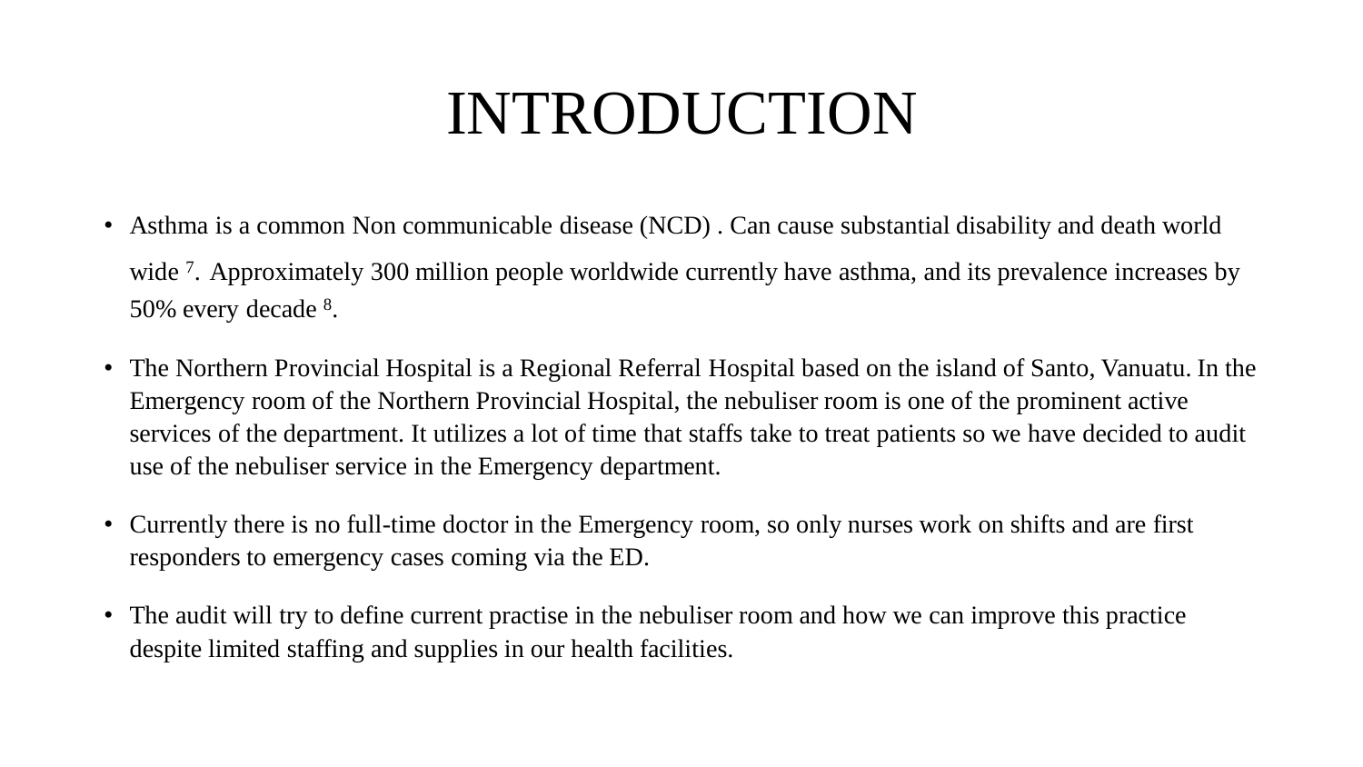# INTRODUCTION

- Asthma is a common Non communicable disease (NCD) . Can cause substantial disability and death world wide [7]. Approximately 300 million people worldwide currently have asthma, and its prevalence increases by 50% every decade [8].
- The Northern Provincial Hospital is a Regional Referral Hospital based on the island of Santo, Vanuatu. In the Emergency room of the Northern Provincial Hospital, the nebuliser room is one of the prominent active services of the department. It utilizes a lot of time that staffs take to treat patients so we have decided to audit use of the nebuliser service in the Emergency department.
- Currently there is no full-time doctor in the Emergency room, so only nurses work on shifts and are first responders to emergency cases coming via the ED.
- The audit will try to define current practise in the nebuliser room and how we can improve this practice despite limited staffing and supplies in our health facilities.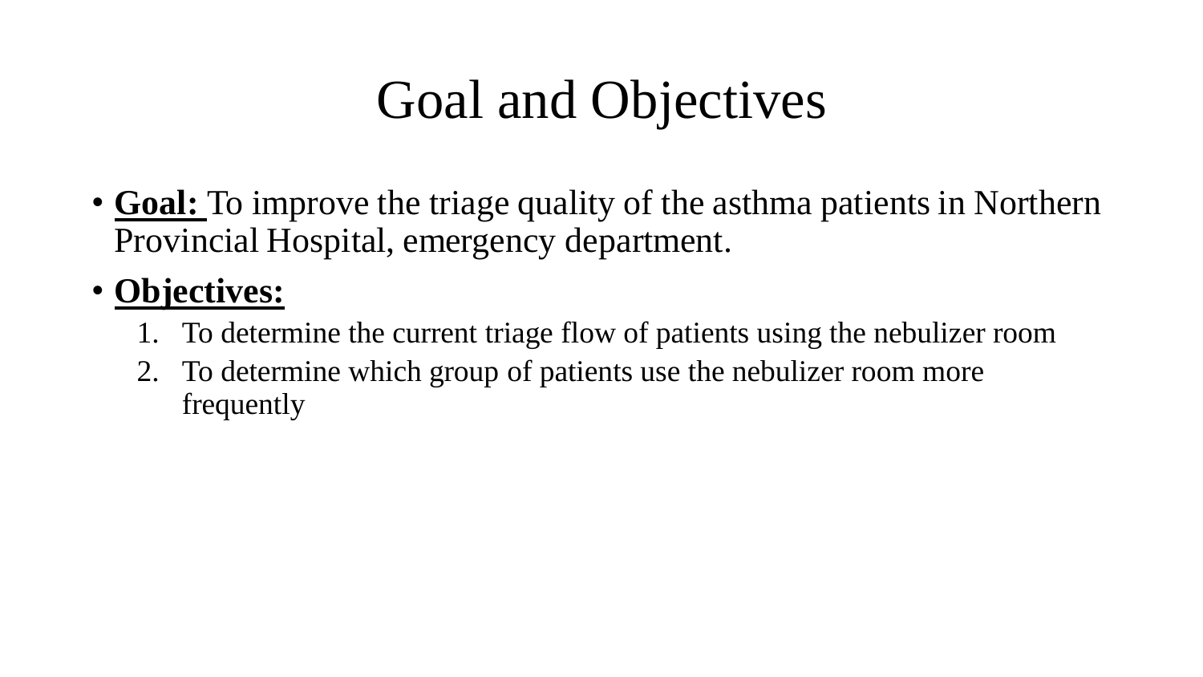# Goal and Objectives

- **Goal:** To improve the triage quality of the asthma patients in Northern Provincial Hospital, emergency department.
- **Objectives:**
  1. To determine the current triage flow of patients using the nebulizer room
  2. To determine which group of patients use the nebulizer room more frequently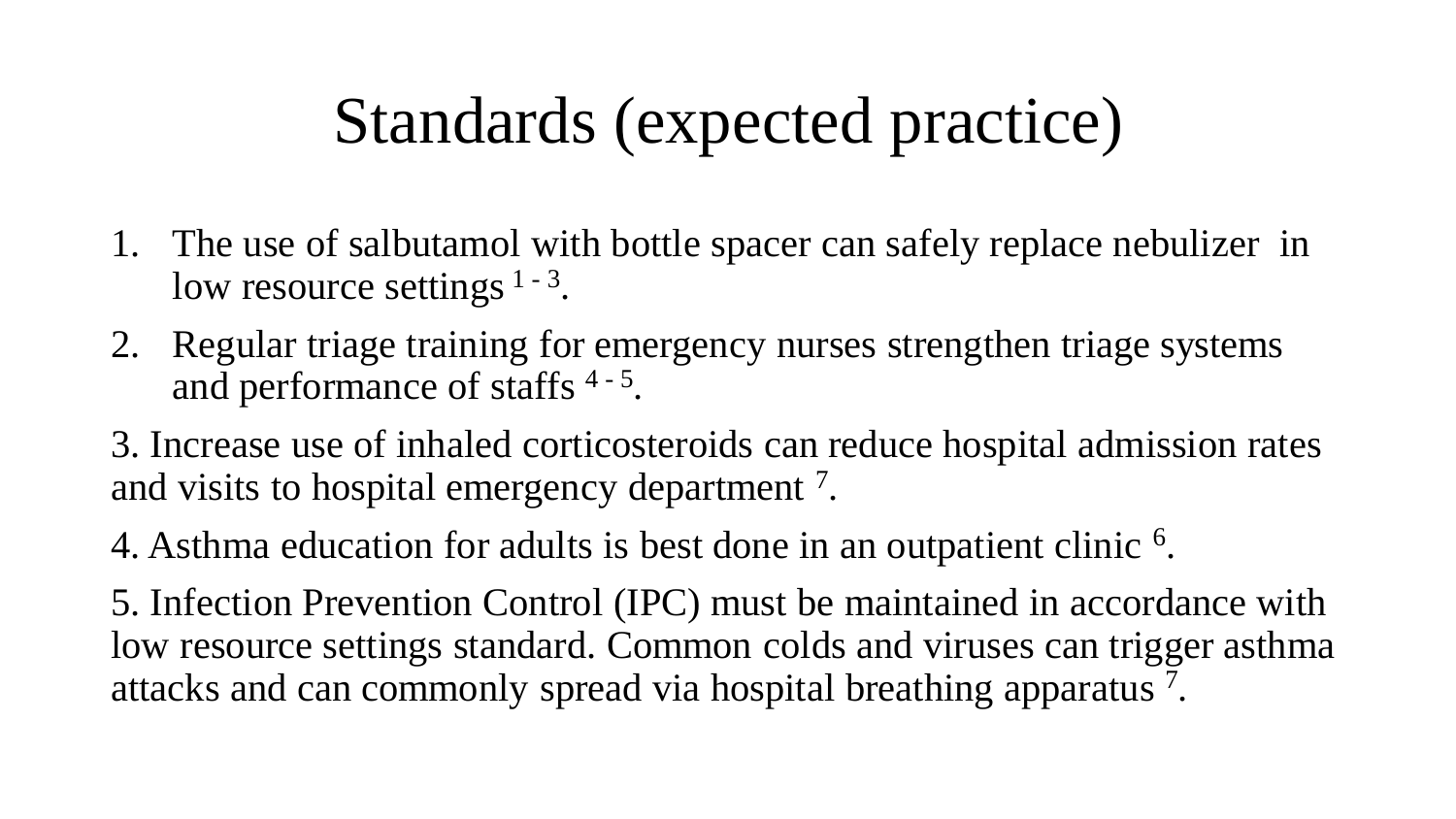# Standards (expected practice)

1. The use of salbutamol with bottle spacer can safely replace nebulizer in low resource settings [1 - 3].
2. Regular triage training for emergency nurses strengthen triage systems and performance of staffs [4 - 5].

3. Increase use of inhaled corticosteroids can reduce hospital admission rates and visits to hospital emergency department [7].

4. Asthma education for adults is best done in an outpatient clinic [6].

5. Infection Prevention Control (IPC) must be maintained in accordance with low resource settings standard. Common colds and viruses can trigger asthma attacks and can commonly spread via hospital breathing apparatus [7].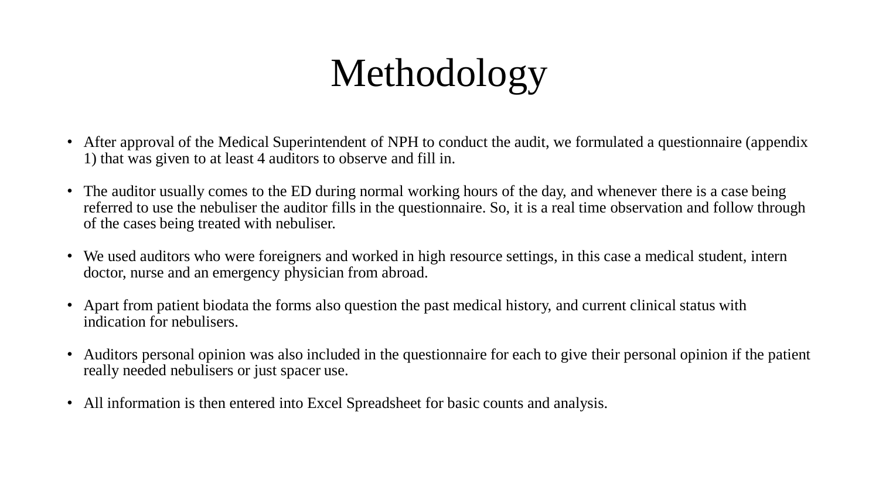# Methodology

- After approval of the Medical Superintendent of NPH to conduct the audit, we formulated a questionnaire (appendix 1) that was given to at least 4 auditors to observe and fill in.
- The auditor usually comes to the ED during normal working hours of the day, and whenever there is a case being referred to use the nebuliser the auditor fills in the questionnaire. So, it is a real time observation and follow through of the cases being treated with nebuliser.
- We used auditors who were foreigners and worked in high resource settings, in this case a medical student, intern doctor, nurse and an emergency physician from abroad.
- Apart from patient biodata the forms also question the past medical history, and current clinical status with indication for nebulisers.
- Auditors personal opinion was also included in the questionnaire for each to give their personal opinion if the patient really needed nebulisers or just spacer use.
- All information is then entered into Excel Spreadsheet for basic counts and analysis.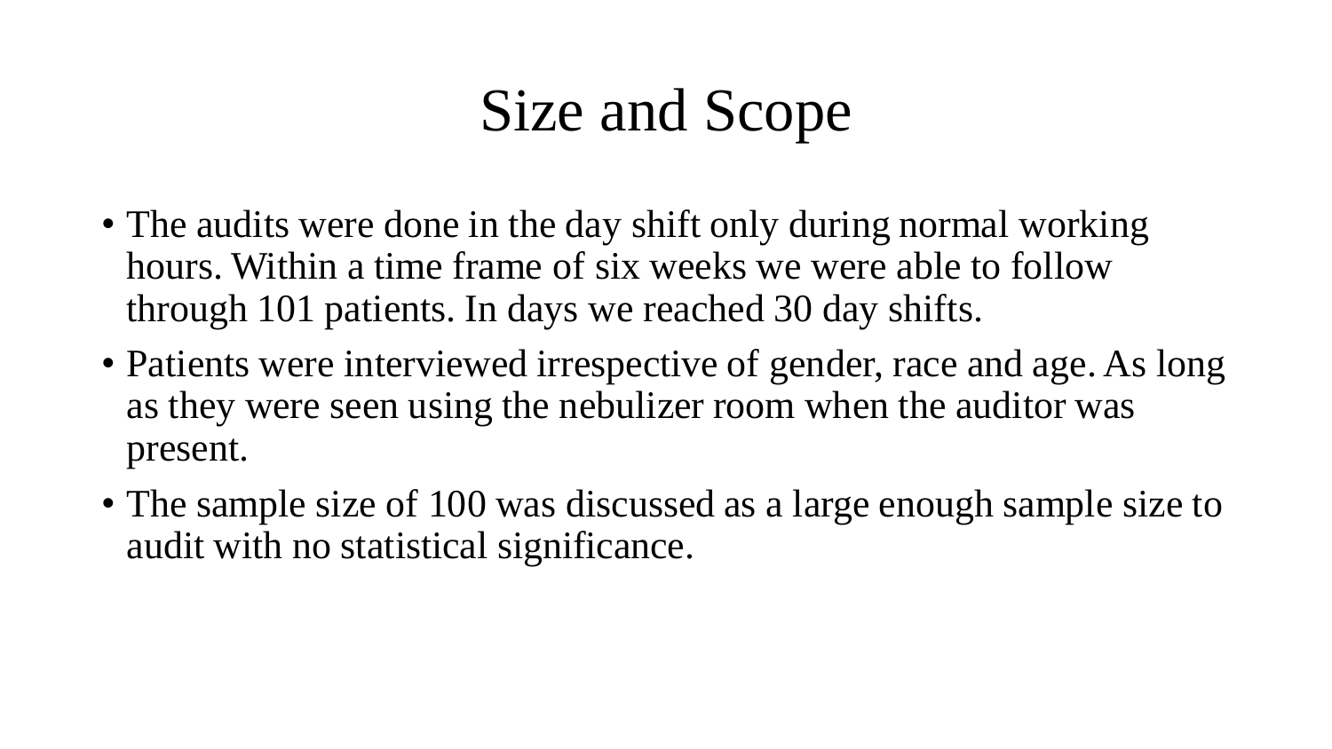# Size and Scope

- The audits were done in the day shift only during normal working hours. Within a time frame of six weeks we were able to follow through 101 patients. In days we reached 30 day shifts.
- Patients were interviewed irrespective of gender, race and age. As long as they were seen using the nebulizer room when the auditor was present.
- The sample size of 100 was discussed as a large enough sample size to audit with no statistical significance.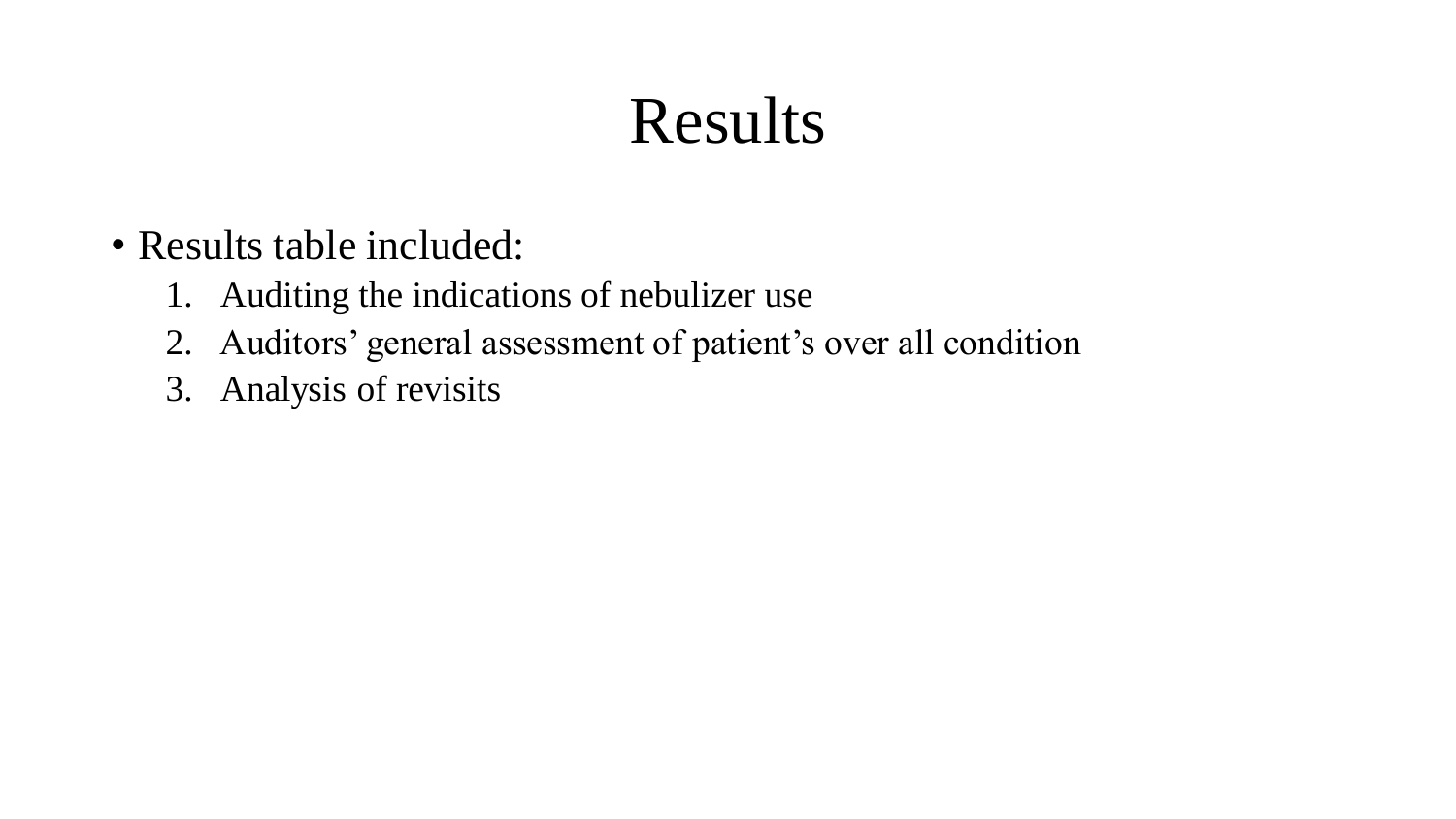# Results

- Results table included:
    1. Auditing the indications of nebulizer use
    2. Auditors' general assessment of patient's over all condition
    3. Analysis of revisits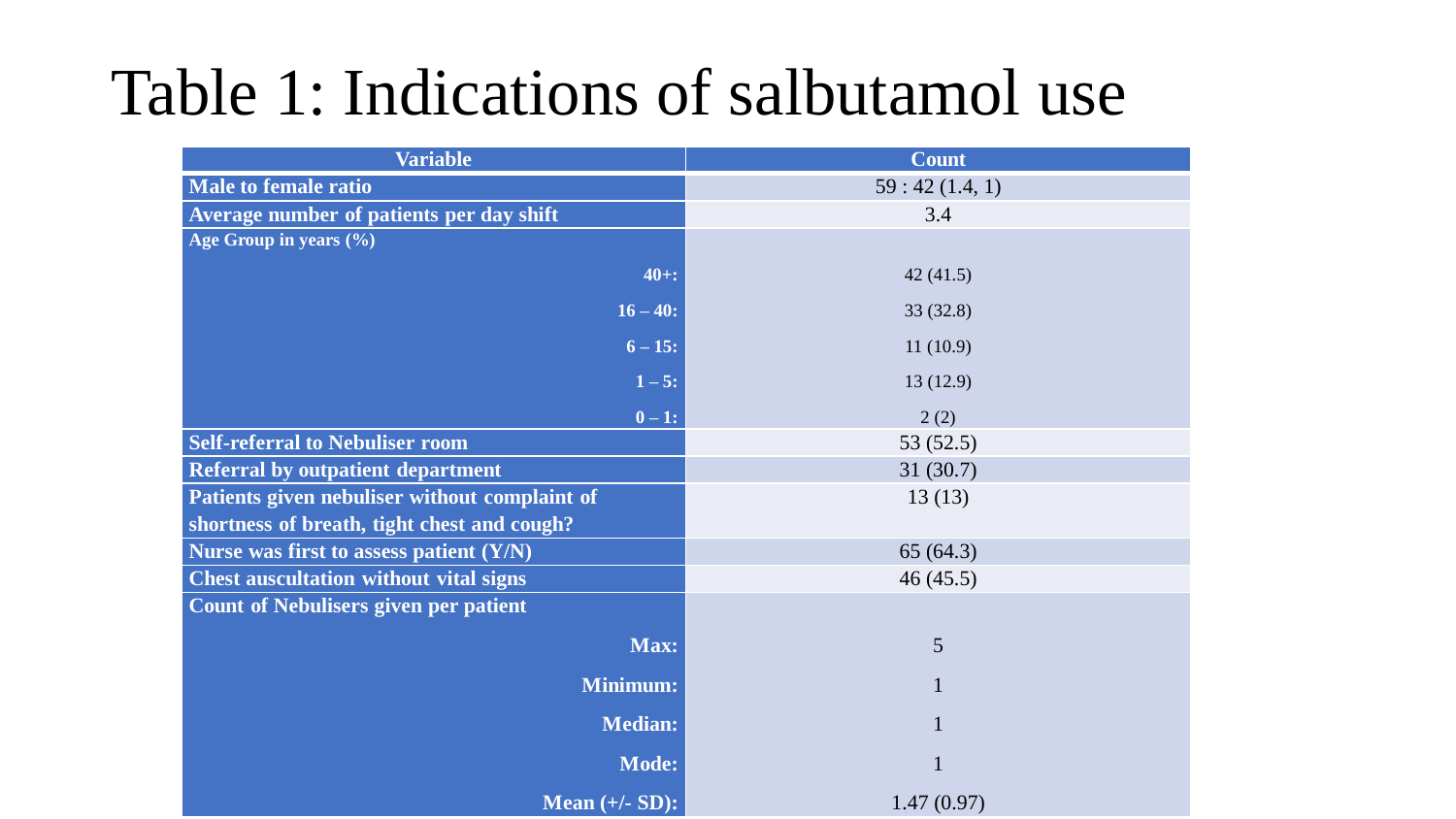# Table 1: Indications of salbutamol use

| Variable | Count |
|---|---|
| **Male to female ratio** | 59 : 42 (1.4, 1) |
| **Average number of patients per day shift** | 3.4 |
| **Age Group in years (%)** | |
| **40+:** | 42 (41.5) |
| **16 – 40:** | 33 (32.8) |
| **6 – 15:** | 11 (10.9) |
| **1 – 5:** | 13 (12.9) |
| **0 – 1:** | 2 (2) |
| **Self-referral to Nebuliser room** | 53 (52.5) |
| **Referral by outpatient department** | 31 (30.7) |
| **Patients given nebuliser without complaint of shortness of breath, tight chest and cough?** | 13 (13) |
| **Nurse was first to assess patient (Y/N)** | 65 (64.3) |
| **Chest auscultation without vital signs** | 46 (45.5) |
| **Count of Nebulisers given per patient** | |
| **Max:** | 5 |
| **Minimum:** | 1 |
| **Median:** | 1 |
| **Mode:** | 1 |
| **Mean (+/- SD):** | 1.47 (0.97) |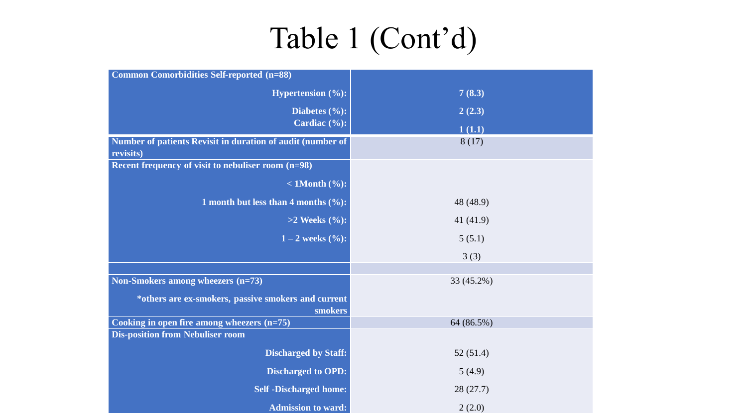# Table 1 (Cont'd)

| | |
|---|---|
| **Common Comorbidities Self-reported (n=88)** | |
| **Hypertension (%):** | **7 (8.3)** |
| **Diabetes (%):** | **2 (2.3)** |
| **Cardiac (%):** | **1 (1.1)** |
| **Number of patients Revisit in duration of audit (number of revisits)** | 8 (17) |
| **Recent frequency of visit to nebuliser room (n=98)** | |
| **< 1Month (%):** | |
| **1 month but less than 4 months (%):** | 48 (48.9) |
| **>2 Weeks (%):** | 41 (41.9) |
| **1 – 2 weeks (%):** | 5 (5.1) |
| | 3 (3) |
| | |
| **Non-Smokers among wheezers (n=73)** | 33 (45.2%) |
| ***others are ex-smokers, passive smokers and current smokers** | |
| **Cooking in open fire among wheezers (n=75)** | 64 (86.5%) |
| **Dis-position from Nebuliser room** | |
| **Discharged by Staff:** | 52 (51.4) |
| **Discharged to OPD:** | 5 (4.9) |
| **Self -Discharged home:** | 28 (27.7) |
| **Admission to ward:** | 2 (2.0) |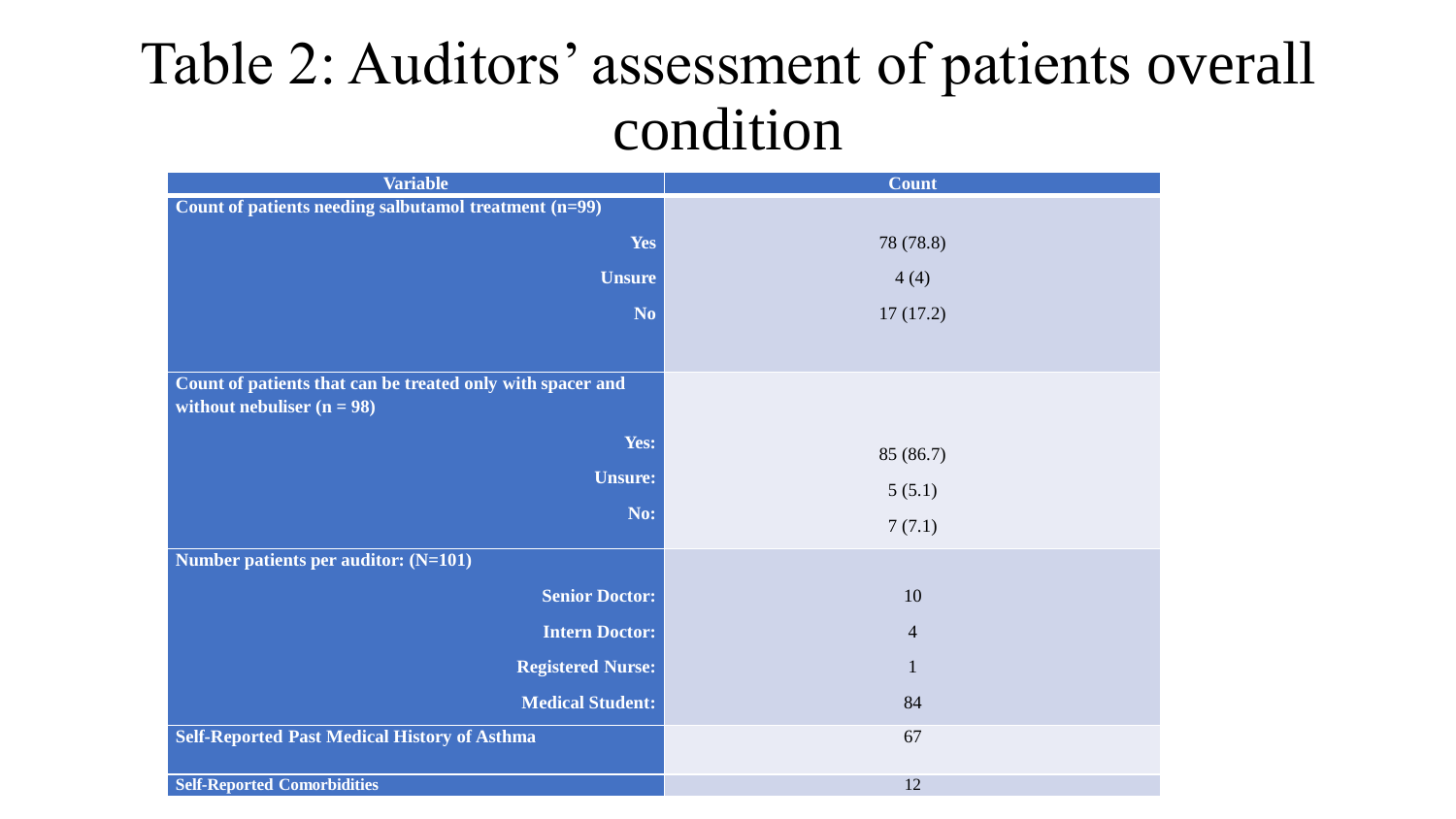# Table 2: Auditors' assessment of patients overall condition

| Variable | Count |
|---|---|
| **Count of patients needing salbutamol treatment (n=99)** | |
| **Yes** | 78 (78.8) |
| **Unsure** | 4 (4) |
| **No** | 17 (17.2) |
| **Count of patients that can be treated only with spacer and without nebuliser (n = 98)** | |
| **Yes:** | 85 (86.7) |
| **Unsure:** | 5 (5.1) |
| **No:** | 7 (7.1) |
| **Number patients per auditor: (N=101)** | |
| **Senior Doctor:** | 10 |
| **Intern Doctor:** | 4 |
| **Registered Nurse:** | 1 |
| **Medical Student:** | 84 |
| **Self-Reported Past Medical History of Asthma** | 67 |
| **Self-Reported Comorbidities** | 12 |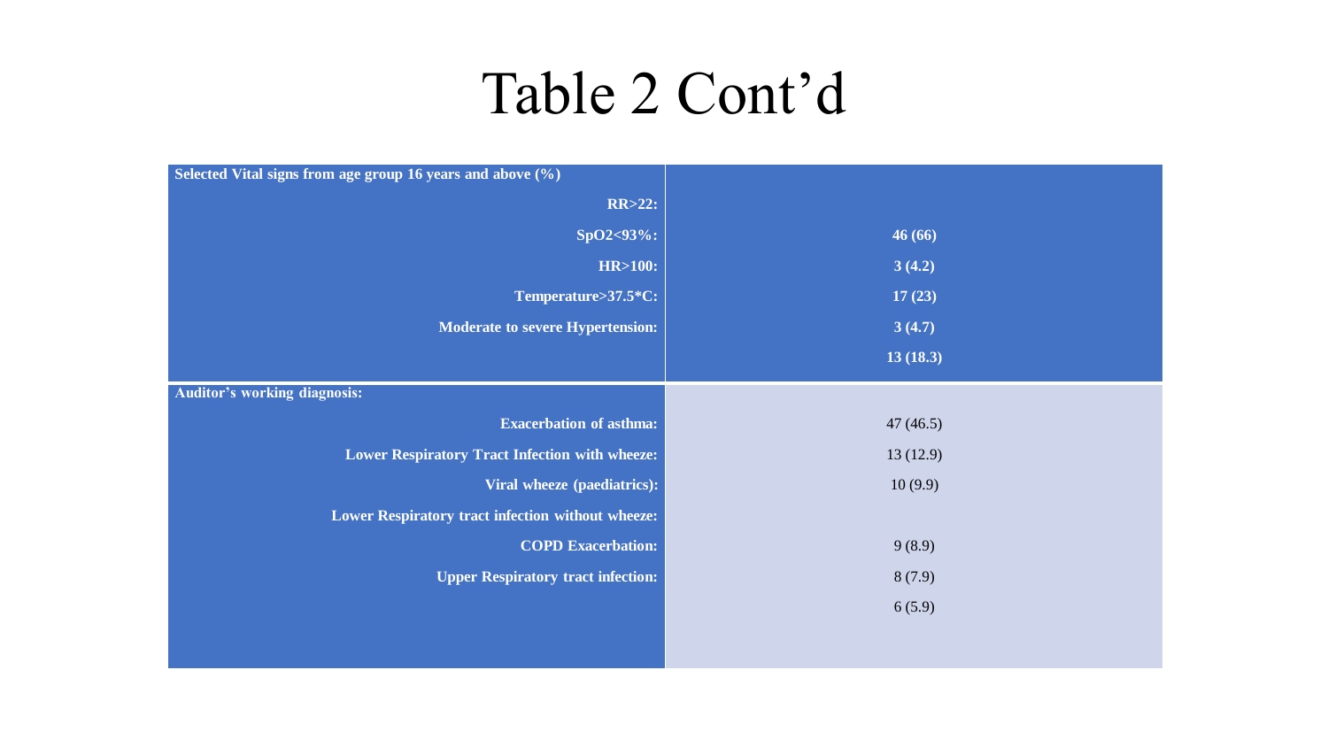# Table 2 Cont'd

| **Selected Vital signs from age group 16 years and above (%)** | |
|---|---|
| **RR>22:** | |
| **SpO2<93%:** | **46 (66)** |
| **HR>100:** | **3 (4.2)** |
| **Temperature>37.5*C:** | **17 (23)** |
| **Moderate to severe Hypertension:** | **3 (4.7)** |
| | **13 (18.3)** |
| **Auditor's working diagnosis:** | |
| **Exacerbation of asthma:** | 47 (46.5) |
| **Lower Respiratory Tract Infection with wheeze:** | 13 (12.9) |
| **Viral wheeze (paediatrics):** | 10 (9.9) |
| **Lower Respiratory tract infection without wheeze:** | |
| **COPD Exacerbation:** | 9 (8.9) |
| **Upper Respiratory tract infection:** | 8 (7.9) |
| | 6 (5.9) |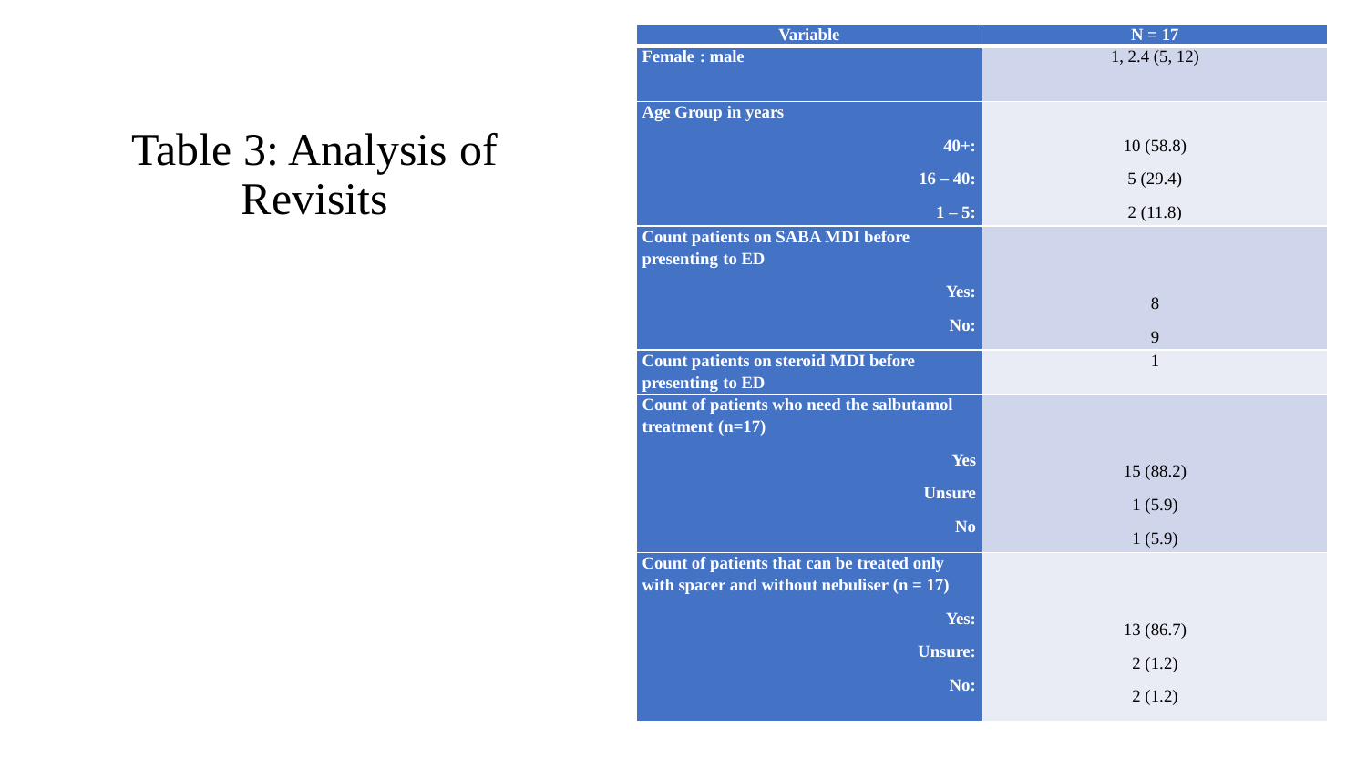# Table 3: Analysis of Revisits

| Variable | N = 17 |
|---|---|
| **Female : male** | 1, 2.4 (5, 12) |
| **Age Group in years** | |
| **40+:** | 10 (58.8) |
| **16 – 40:** | 5 (29.4) |
| **1 – 5:** | 2 (11.8) |
| **Count patients on SABA MDI before presenting to ED** | |
| **Yes:** | 8 |
| **No:** | 9 |
| **Count patients on steroid MDI before presenting to ED** | 1 |
| **Count of patients who need the salbutamol treatment (n=17)** | |
| **Yes** | 15 (88.2) |
| **Unsure** | 1 (5.9) |
| **No** | 1 (5.9) |
| **Count of patients that can be treated only with spacer and without nebuliser (n = 17)** | |
| **Yes:** | 13 (86.7) |
| **Unsure:** | 2 (1.2) |
| **No:** | 2 (1.2) |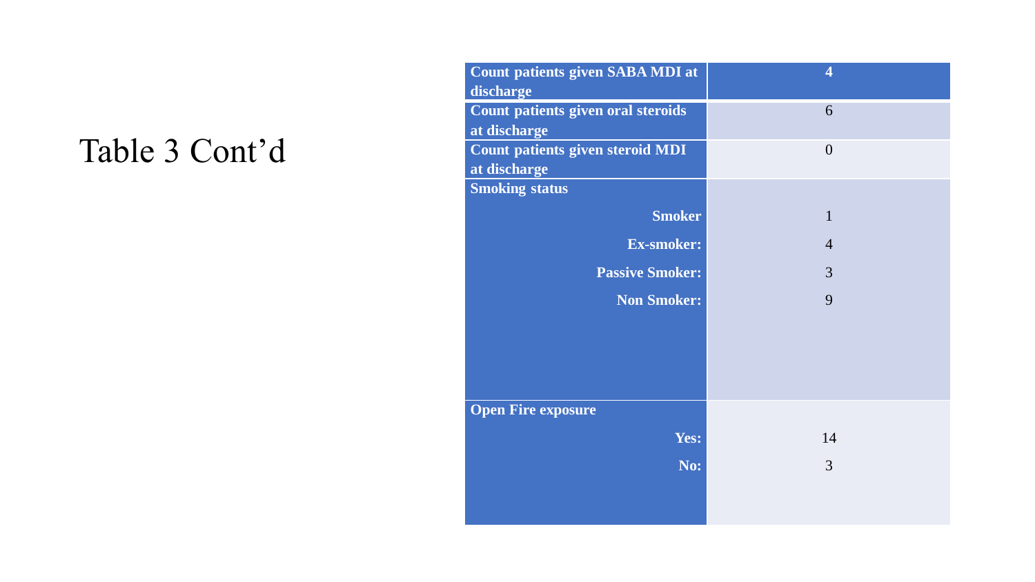# Table 3 Cont'd

| Count patients given SABA MDI at discharge | 4 |
| --- | --- |
| Count patients given oral steroids at discharge | 6 |
| Count patients given steroid MDI at discharge | 0 |
| **Smoking status** | |
| Smoker | 1 |
| Ex-smoker: | 4 |
| Passive Smoker: | 3 |
| Non Smoker: | 9 |
| **Open Fire exposure** | |
| Yes: | 14 |
| No: | 3 |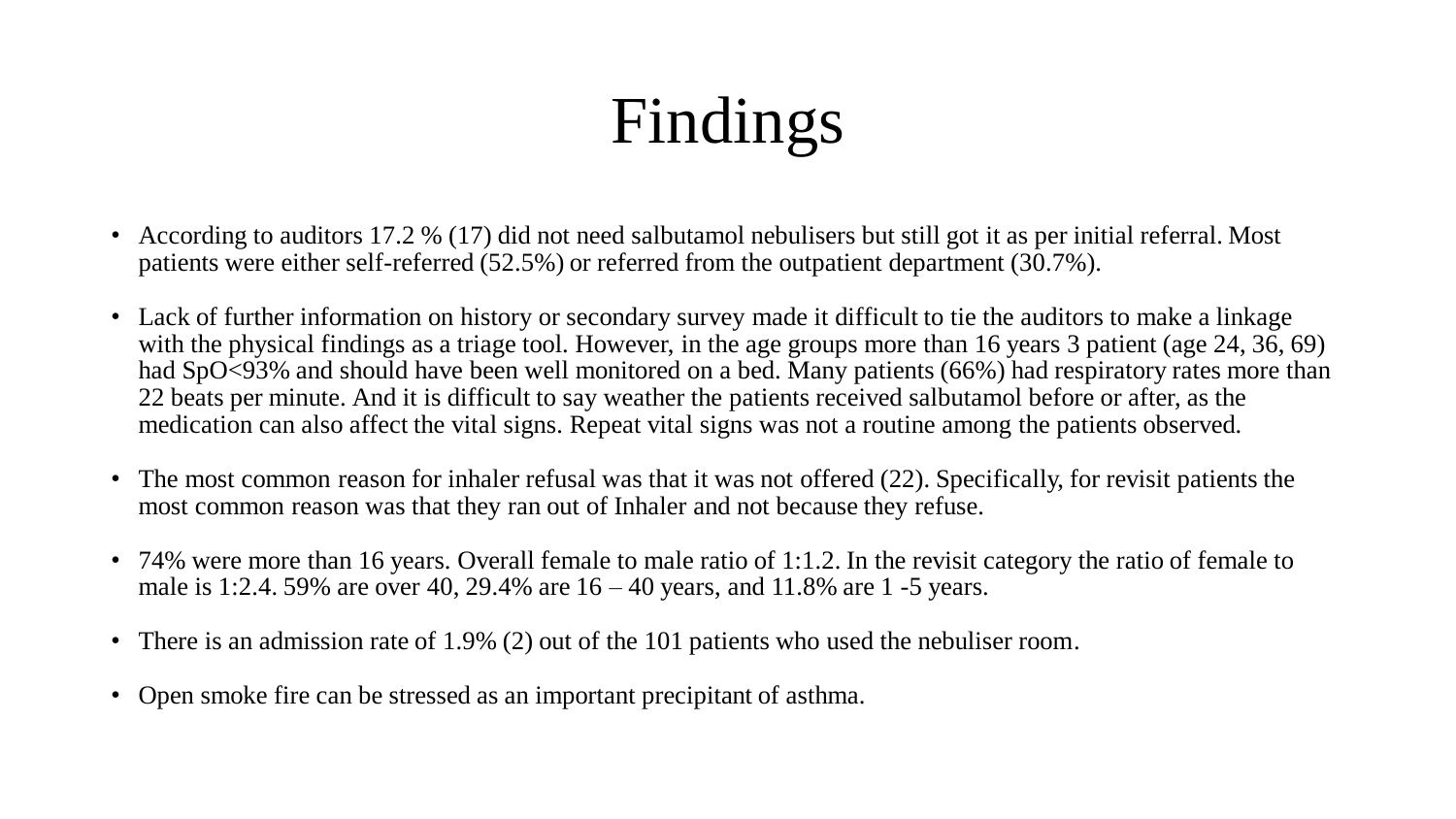# Findings

- According to auditors 17.2 % (17) did not need salbutamol nebulisers but still got it as per initial referral. Most patients were either self-referred (52.5%) or referred from the outpatient department (30.7%).

- Lack of further information on history or secondary survey made it difficult to tie the auditors to make a linkage with the physical findings as a triage tool. However, in the age groups more than 16 years 3 patient (age 24, 36, 69) had SpO<93% and should have been well monitored on a bed. Many patients (66%) had respiratory rates more than 22 beats per minute. And it is difficult to say weather the patients received salbutamol before or after, as the medication can also affect the vital signs. Repeat vital signs was not a routine among the patients observed.

- The most common reason for inhaler refusal was that it was not offered (22). Specifically, for revisit patients the most common reason was that they ran out of Inhaler and not because they refuse.

- 74% were more than 16 years. Overall female to male ratio of 1:1.2. In the revisit category the ratio of female to male is 1:2.4. 59% are over 40, 29.4% are 16 – 40 years, and 11.8% are 1 -5 years.

- There is an admission rate of 1.9% (2) out of the 101 patients who used the nebuliser room.

- Open smoke fire can be stressed as an important precipitant of asthma.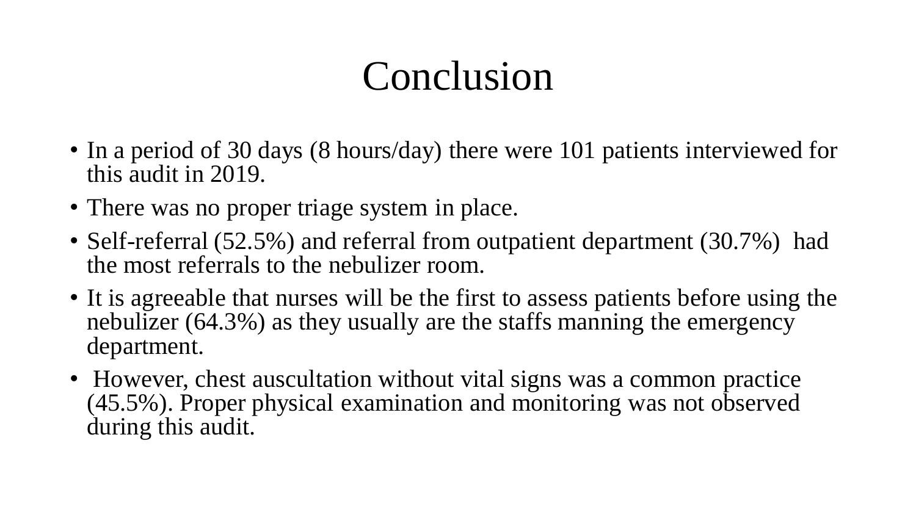# Conclusion

- In a period of 30 days (8 hours/day) there were 101 patients interviewed for this audit in 2019.
- There was no proper triage system in place.
- Self-referral (52.5%) and referral from outpatient department (30.7%) had the most referrals to the nebulizer room.
- It is agreeable that nurses will be the first to assess patients before using the nebulizer (64.3%) as they usually are the staffs manning the emergency department.
- However, chest auscultation without vital signs was a common practice (45.5%). Proper physical examination and monitoring was not observed during this audit.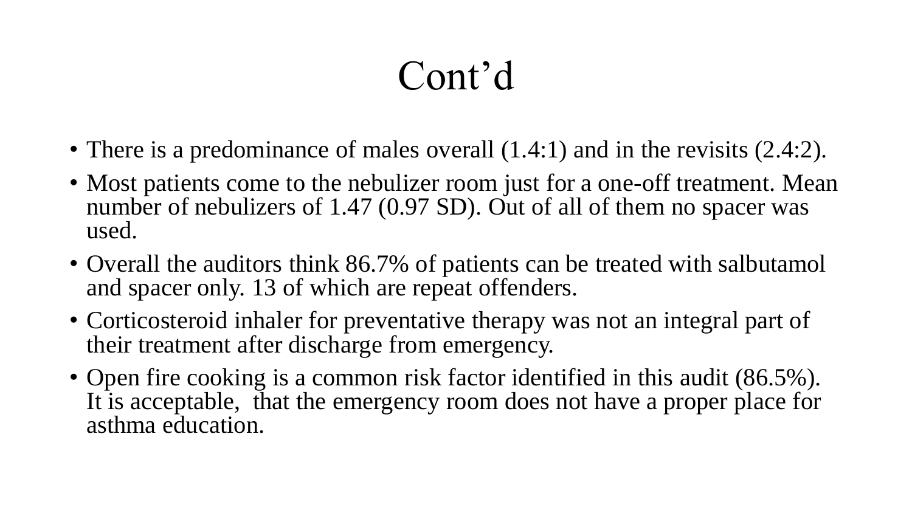# Cont’d

- There is a predominance of males overall (1.4:1) and in the revisits (2.4:2).
- Most patients come to the nebulizer room just for a one-off treatment. Mean number of nebulizers of 1.47 (0.97 SD). Out of all of them no spacer was used.
- Overall the auditors think 86.7% of patients can be treated with salbutamol and spacer only. 13 of which are repeat offenders.
- Corticosteroid inhaler for preventative therapy was not an integral part of their treatment after discharge from emergency.
- Open fire cooking is a common risk factor identified in this audit (86.5%). It is acceptable,  that the emergency room does not have a proper place for asthma education.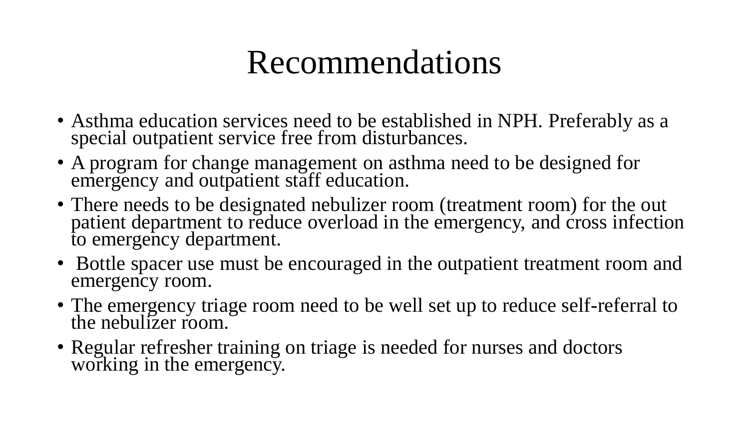# Recommendations

- Asthma education services need to be established in NPH. Preferably as a special outpatient service free from disturbances.
- A program for change management on asthma need to be designed for emergency and outpatient staff education.
- There needs to be designated nebulizer room (treatment room) for the out patient department to reduce overload in the emergency, and cross infection to emergency department.
- Bottle spacer use must be encouraged in the outpatient treatment room and emergency room.
- The emergency triage room need to be well set up to reduce self-referral to the nebulizer room.
- Regular refresher training on triage is needed for nurses and doctors working in the emergency.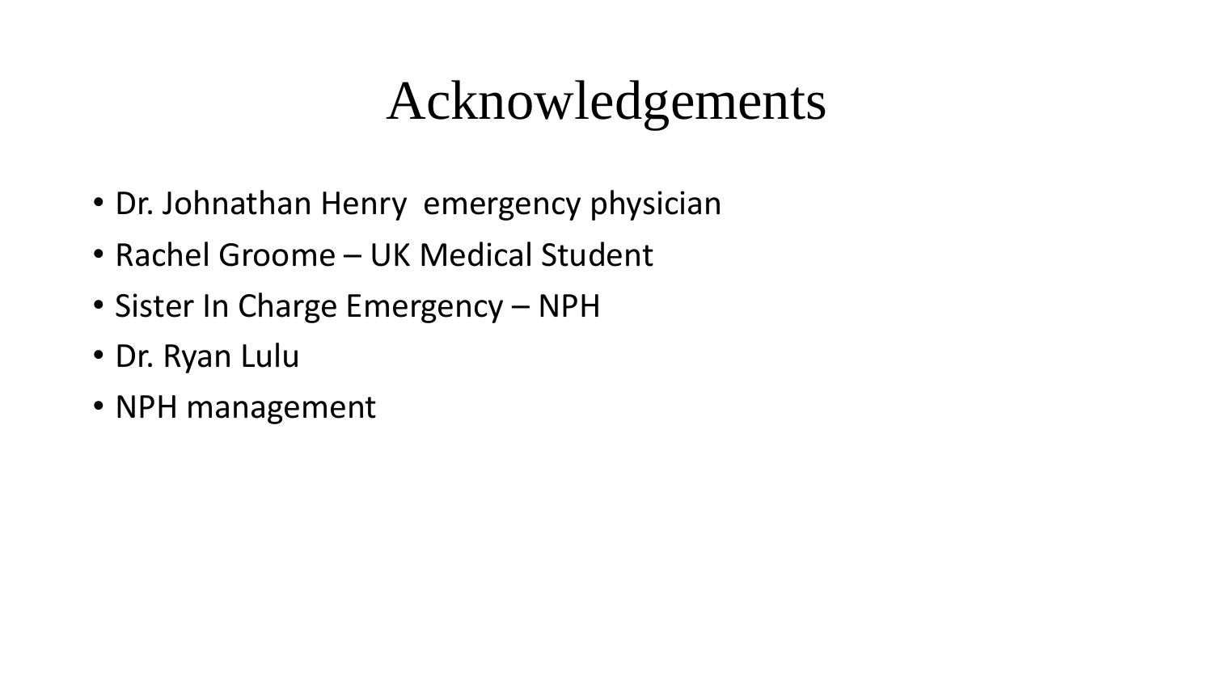# Acknowledgements

- Dr. Johnathan Henry  emergency physician
- Rachel Groome – UK Medical Student
- Sister In Charge Emergency – NPH
- Dr. Ryan Lulu
- NPH management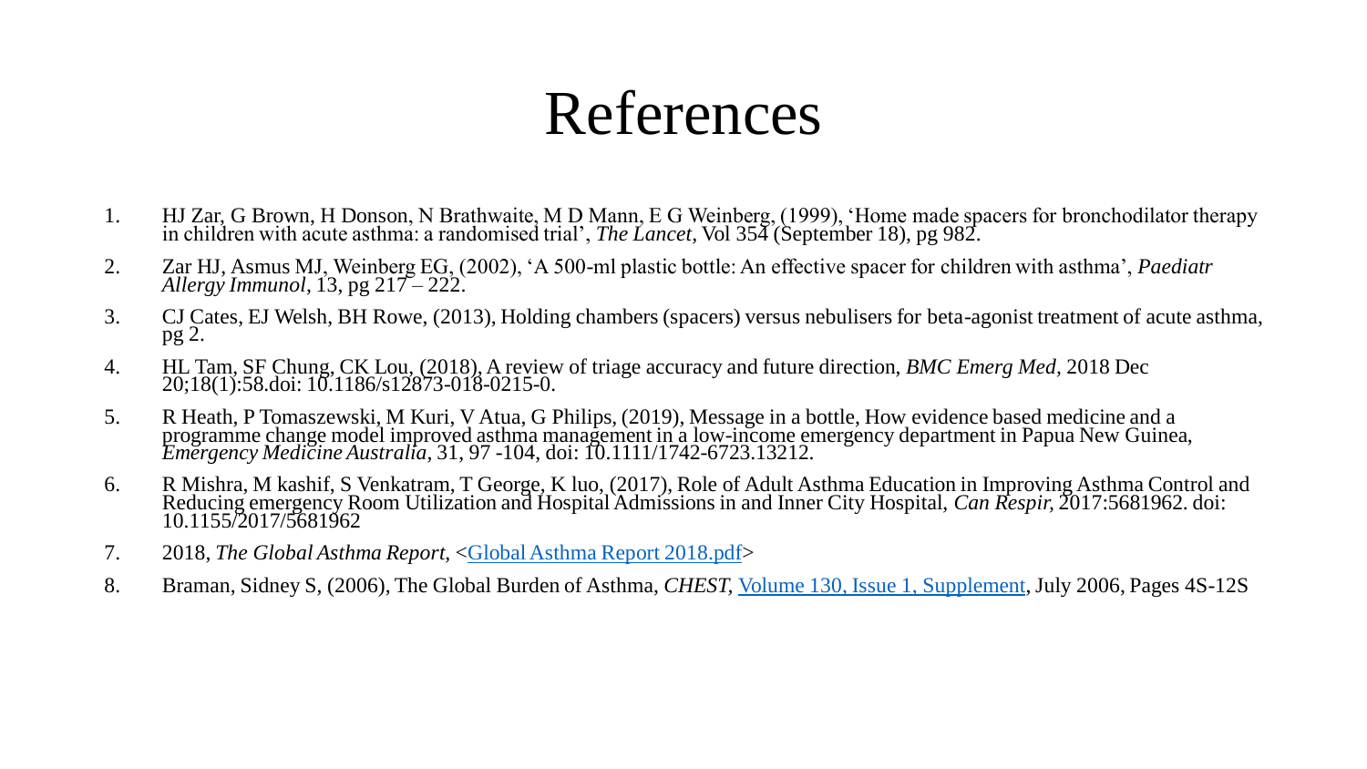# References

1. HJ Zar, G Brown, H Donson, N Brathwaite, M D Mann, E G Weinberg, (1999), 'Home made spacers for bronchodilator therapy in children with acute asthma: a randomised trial', *The Lancet*, Vol 354 (September 18), pg 982.
2. Zar HJ, Asmus MJ, Weinberg EG, (2002), 'A 500-ml plastic bottle: An effective spacer for children with asthma', *Paediatr Allergy Immunol*, 13, pg 217 – 222.
3. CJ Cates, EJ Welsh, BH Rowe, (2013), Holding chambers (spacers) versus nebulisers for beta-agonist treatment of acute asthma, pg 2.
4. HL Tam, SF Chung, CK Lou, (2018), A review of triage accuracy and future direction, *BMC Emerg Med*, 2018 Dec 20;18(1):58.doi: 10.1186/s12873-018-0215-0.
5. R Heath, P Tomaszewski, M Kuri, V Atua, G Philips, (2019), Message in a bottle, How evidence based medicine and a programme change model improved asthma management in a low-income emergency department in Papua New Guinea, *Emergency Medicine Australia*, 31, 97 -104, doi: 10.1111/1742-6723.13212.
6. R Mishra, M kashif, S Venkatram, T George, K luo, (2017), Role of Adult Asthma Education in Improving Asthma Control and Reducing emergency Room Utilization and Hospital Admissions in and Inner City Hospital, *Can Respir*, 2017:5681962. doi: 10.1155/2017/5681962
7. 2018, *The Global Asthma Report*, <Global Asthma Report 2018.pdf>
8. Braman, Sidney S, (2006), The Global Burden of Asthma, *CHEST*, Volume 130, Issue 1, Supplement, July 2006, Pages 4S-12S